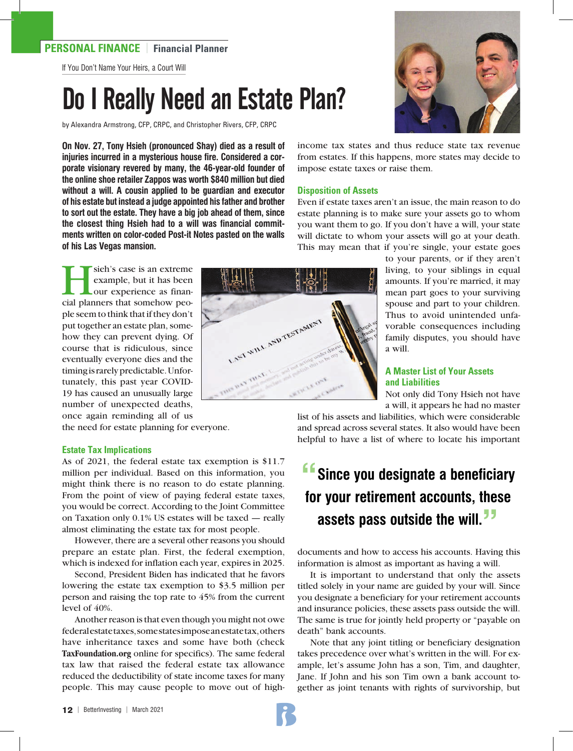PERSONAL FINANCE | Financial Planner

If You Don't Name Your Heirs, a Court Will

# Do I Really Need an Estate Plan?

by Alexandra Armstrong, CFP, CRPC, and Christopher Rivers, CFP, CRPC

**On Nov. 27, Tony Hsieh (pronounced Shay) died as a result of injuries incurred in a mysterious house fire. Considered a corporate visionary revered by many, the 46-year-old founder of the online shoe retailer Zappos was worth $840 million but died without a will. A cousin applied to be guardian and executor of his estate but instead a judge appointed his father and brother to sort out the estate. They have a big job ahead of them, since the closest thing Hsieh had to a will was financial commitments written on color-coded Post-it Notes pasted on the walls of his Las Vegas mansion.**

Hsieh's case is an extreme example, but it has been our experience as financial planners that somehow people seem to think that if they don't put together an estate plan, somehow they can prevent dying. Of course that is ridiculous, since eventually everyone dies and the timing is rarely predictable. Unfortunately, this past year COVID-19 has caused an unusually large number of unexpected deaths, once again reminding all of us the need for estate planning for everyone.

### Estate Tax Implications

As of 2021, the federal estate tax exemption is $11.7 million per individual. Based on this information, you might think there is no reason to do estate planning. From the point of view of paying federal estate taxes, you would be correct. According to the Joint Committee on Taxation only 0.1% US estates will be taxed — really almost eliminating the estate tax for most people.

However, there are a several other reasons you should prepare an estate plan. First, the federal exemption, which is indexed for inflation each year, expires in 2025.

Second, President Biden has indicated that he favors lowering the estate tax exemption to $3.5 million per person and raising the top rate to 45% from the current level of 40%.

Another reason is that even though you might not owe federal estate taxes, some states impose an estate tax, others have inheritance taxes and some have both (check **TaxFoundation.org** online for specifics). The same federal tax law that raised the federal estate tax allowance reduced the deductibility of state income taxes for many people. This may cause people to move out of high-income tax states and thus reduce state tax revenue from estates. If this happens, more states may decide to impose estate taxes or raise them.

### Disposition of Assets

Even if estate taxes aren't an issue, the main reason to do estate planning is to make sure your assets go to whom you want them to go. If you don't have a will, your state will dictate to whom your assets will go at your death. This may mean that if you're single, your estate goes to your parents, or if they aren't living, to your siblings in equal amounts. If you're married, it may mean part goes to your surviving spouse and part to your children. Thus to avoid unintended unfavorable consequences including family disputes, you should have a will.

### A Master List of Your Assets and Liabilities

Not only did Tony Hsieh not have a will, it appears he had no master list of his assets and liabilities, which were considerable and spread across several states. It also would have been helpful to have a list of where to locate his important documents and how to access his accounts. Having this information is almost as important as having a will.

> **"Since you designate a beneficiary for your retirement accounts, these assets pass outside the will."**

It is important to understand that only the assets titled solely in your name are guided by your will. Since you designate a beneficiary for your retirement accounts and insurance policies, these assets pass outside the will. The same is true for jointly held property or "payable on death" bank accounts.

Note that any joint titling or beneficiary designation takes precedence over what's written in the will. For example, let's assume John has a son, Tim, and daughter, Jane. If John and his son Tim own a bank account together as joint tenants with rights of survivorship, but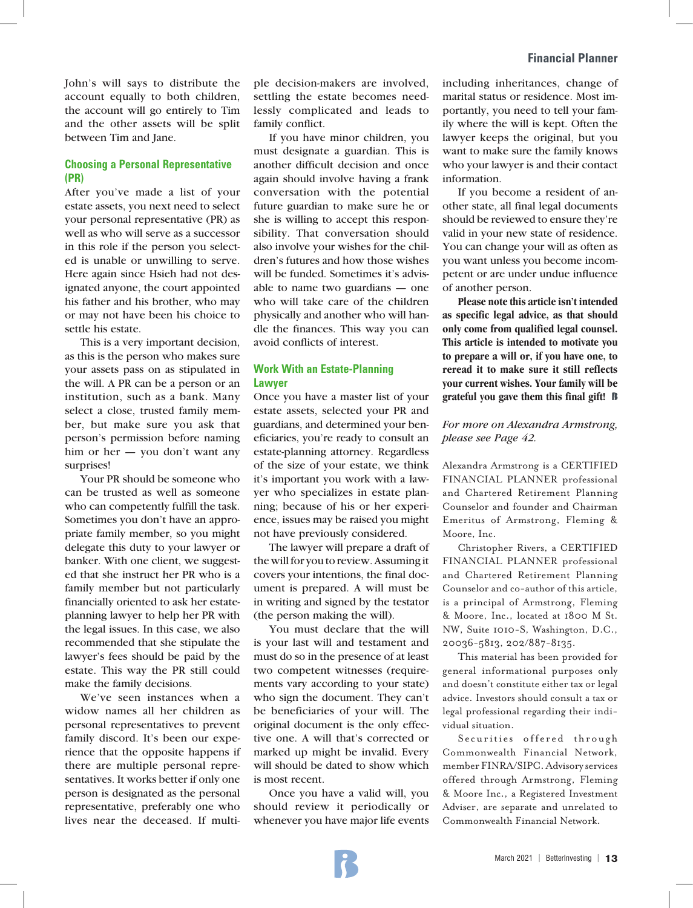John's will says to distribute the account equally to both children, the account will go entirely to Tim and the other assets will be split between Tim and Jane.

## Choosing a Personal Representative (PR)

After you've made a list of your estate assets, you next need to select your personal representative (PR) as well as who will serve as a successor in this role if the person you selected is unable or unwilling to serve. Here again since Hsieh had not designated anyone, the court appointed his father and his brother, who may or may not have been his choice to settle his estate.

This is a very important decision, as this is the person who makes sure your assets pass on as stipulated in the will. A PR can be a person or an institution, such as a bank. Many select a close, trusted family member, but make sure you ask that person's permission before naming him or her — you don't want any surprises!

Your PR should be someone who can be trusted as well as someone who can competently fulfill the task. Sometimes you don't have an appropriate family member, so you might delegate this duty to your lawyer or banker. With one client, we suggested that she instruct her PR who is a family member but not particularly financially oriented to ask her estate-planning lawyer to help her PR with the legal issues. In this case, we also recommended that she stipulate the lawyer's fees should be paid by the estate. This way the PR still could make the family decisions.

We've seen instances when a widow names all her children as personal representatives to prevent family discord. It's been our experience that the opposite happens if there are multiple personal representatives. It works better if only one person is designated as the personal representative, preferably one who lives near the deceased. If multiple decision-makers are involved, settling the estate becomes needlessly complicated and leads to family conflict.

If you have minor children, you must designate a guardian. This is another difficult decision and once again should involve having a frank conversation with the potential future guardian to make sure he or she is willing to accept this responsibility. That conversation should also involve your wishes for the children's futures and how those wishes will be funded. Sometimes it's advisable to name two guardians — one who will take care of the children physically and another who will handle the finances. This way you can avoid conflicts of interest.

## Work With an Estate-Planning Lawyer

Once you have a master list of your estate assets, selected your PR and guardians, and determined your beneficiaries, you're ready to consult an estate-planning attorney. Regardless of the size of your estate, we think it's important you work with a lawyer who specializes in estate planning; because of his or her experience, issues may be raised you might not have previously considered.

The lawyer will prepare a draft of the will for you to review. Assuming it covers your intentions, the final document is prepared. A will must be in writing and signed by the testator (the person making the will).

You must declare that the will is your last will and testament and must do so in the presence of at least two competent witnesses (requirements vary according to your state) who sign the document. They can't be beneficiaries of your will. The original document is the only effective one. A will that's corrected or marked up might be invalid. Every will should be dated to show which is most recent.

Once you have a valid will, you should review it periodically or whenever you have major life events including inheritances, change of marital status or residence. Most importantly, you need to tell your family where the will is kept. Often the lawyer keeps the original, but you want to make sure the family knows who your lawyer is and their contact information.

If you become a resident of another state, all final legal documents should be reviewed to ensure they're valid in your new state of residence. You can change your will as often as you want unless you become incompetent or are under undue influence of another person.

**Please note this article isn't intended as specific legal advice, as that should only come from qualified legal counsel. This article is intended to motivate you to prepare a will or, if you have one, to reread it to make sure it still reflects your current wishes. Your family will be grateful you gave them this final gift!**

*For more on Alexandra Armstrong, please see Page 42.*

Alexandra Armstrong is a CERTIFIED FINANCIAL PLANNER professional and Chartered Retirement Planning Counselor and founder and Chairman Emeritus of Armstrong, Fleming & Moore, Inc.

Christopher Rivers, a CERTIFIED FINANCIAL PLANNER professional and Chartered Retirement Planning Counselor and co-author of this article, is a principal of Armstrong, Fleming & Moore, Inc., located at 1800 M St. NW, Suite 1010-S, Washington, D.C., 20036-5813, 202/887-8135.

This material has been provided for general informational purposes only and doesn't constitute either tax or legal advice. Investors should consult a tax or legal professional regarding their individual situation.

Securities offered through Commonwealth Financial Network, member FINRA/SIPC. Advisory services offered through Armstrong, Fleming & Moore Inc., a Registered Investment Adviser, are separate and unrelated to Commonwealth Financial Network.